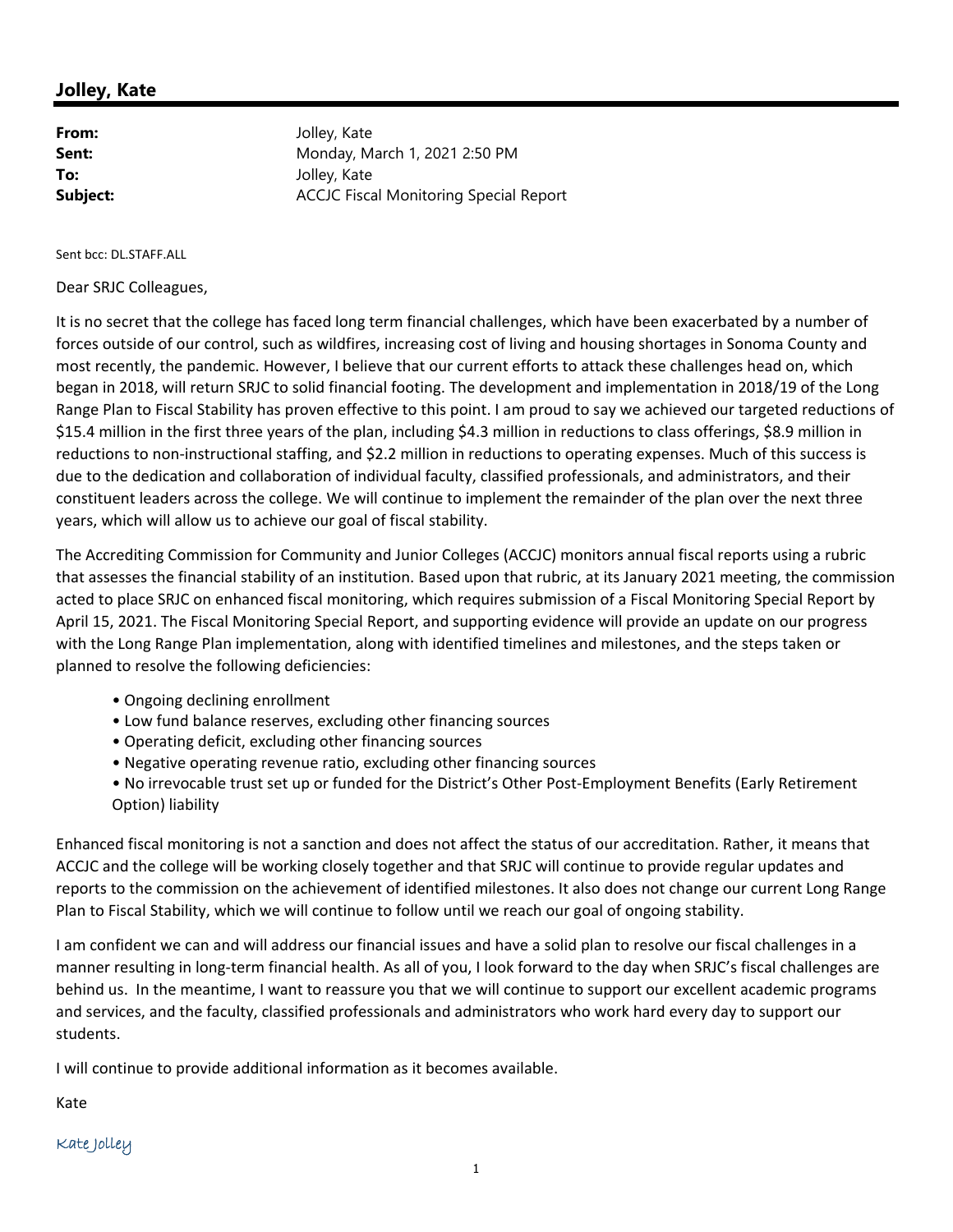## Jolley, Kate

| | |
|---|---|
| **From:** | Jolley, Kate |
| **Sent:** | Monday, March 1, 2021 2:50 PM |
| **To:** | Jolley, Kate |
| **Subject:** | ACCJC Fiscal Monitoring Special Report |

Sent bcc: DL.STAFF.ALL

Dear SRJC Colleagues,

It is no secret that the college has faced long term financial challenges, which have been exacerbated by a number of forces outside of our control, such as wildfires, increasing cost of living and housing shortages in Sonoma County and most recently, the pandemic. However, I believe that our current efforts to attack these challenges head on, which began in 2018, will return SRJC to solid financial footing. The development and implementation in 2018/19 of the Long Range Plan to Fiscal Stability has proven effective to this point. I am proud to say we achieved our targeted reductions of $15.4 million in the first three years of the plan, including $4.3 million in reductions to class offerings, $8.9 million in reductions to non-instructional staffing, and $2.2 million in reductions to operating expenses. Much of this success is due to the dedication and collaboration of individual faculty, classified professionals, and administrators, and their constituent leaders across the college. We will continue to implement the remainder of the plan over the next three years, which will allow us to achieve our goal of fiscal stability.

The Accrediting Commission for Community and Junior Colleges (ACCJC) monitors annual fiscal reports using a rubric that assesses the financial stability of an institution. Based upon that rubric, at its January 2021 meeting, the commission acted to place SRJC on enhanced fiscal monitoring, which requires submission of a Fiscal Monitoring Special Report by April 15, 2021. The Fiscal Monitoring Special Report, and supporting evidence will provide an update on our progress with the Long Range Plan implementation, along with identified timelines and milestones, and the steps taken or planned to resolve the following deficiencies:

- Ongoing declining enrollment
- Low fund balance reserves, excluding other financing sources
- Operating deficit, excluding other financing sources
- Negative operating revenue ratio, excluding other financing sources
- No irrevocable trust set up or funded for the District's Other Post-Employment Benefits (Early Retirement Option) liability

Enhanced fiscal monitoring is not a sanction and does not affect the status of our accreditation. Rather, it means that ACCJC and the college will be working closely together and that SRJC will continue to provide regular updates and reports to the commission on the achievement of identified milestones. It also does not change our current Long Range Plan to Fiscal Stability, which we will continue to follow until we reach our goal of ongoing stability.

I am confident we can and will address our financial issues and have a solid plan to resolve our fiscal challenges in a manner resulting in long-term financial health. As all of you, I look forward to the day when SRJC's fiscal challenges are behind us. In the meantime, I want to reassure you that we will continue to support our excellent academic programs and services, and the faculty, classified professionals and administrators who work hard every day to support our students.

I will continue to provide additional information as it becomes available.

Kate

*Kate Jolley*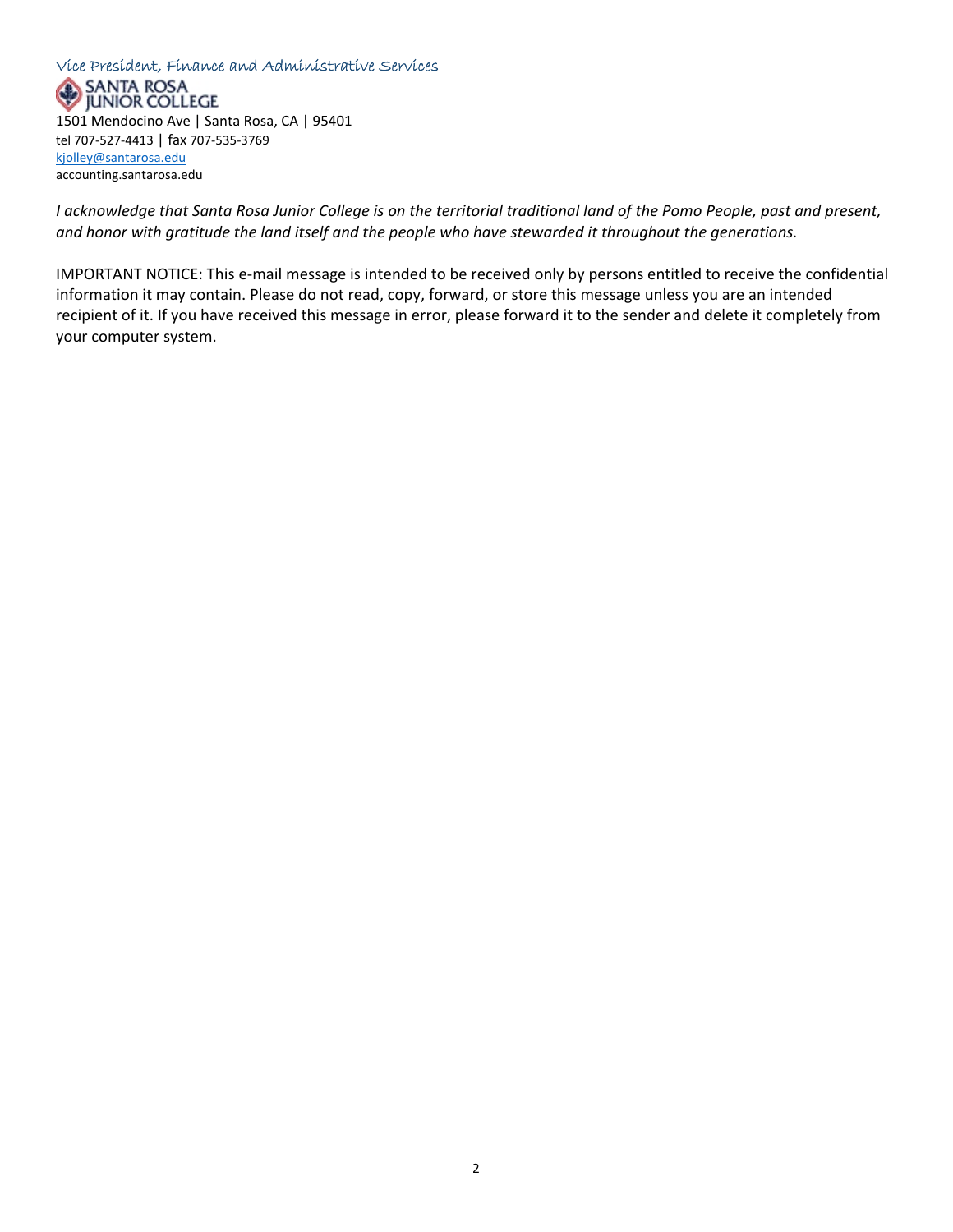Vice President, Finance and Administrative Services

SANTA ROSA
JUNIOR COLLEGE

1501 Mendocino Ave | Santa Rosa, CA | 95401
tel 707-527-4413 | fax 707-535-3769
kjolley@santarosa.edu
accounting.santarosa.edu

*I acknowledge that Santa Rosa Junior College is on the territorial traditional land of the Pomo People, past and present, and honor with gratitude the land itself and the people who have stewarded it throughout the generations.*

IMPORTANT NOTICE: This e-mail message is intended to be received only by persons entitled to receive the confidential information it may contain. Please do not read, copy, forward, or store this message unless you are an intended recipient of it. If you have received this message in error, please forward it to the sender and delete it completely from your computer system.